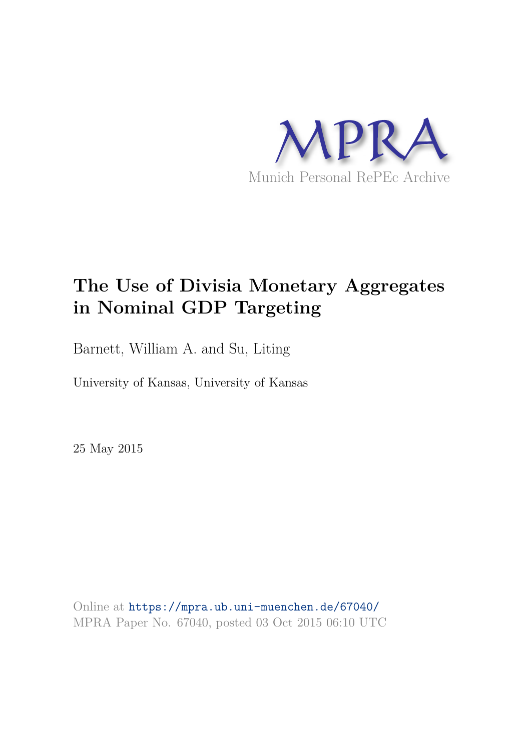MPRA

Munich Personal RePEc Archive

# The Use of Divisia Monetary Aggregates in Nominal GDP Targeting

Barnett, William A. and Su, Liting

University of Kansas, University of Kansas

25 May 2015

Online at https://mpra.ub.uni-muenchen.de/67040/
MPRA Paper No. 67040, posted 03 Oct 2015 06:10 UTC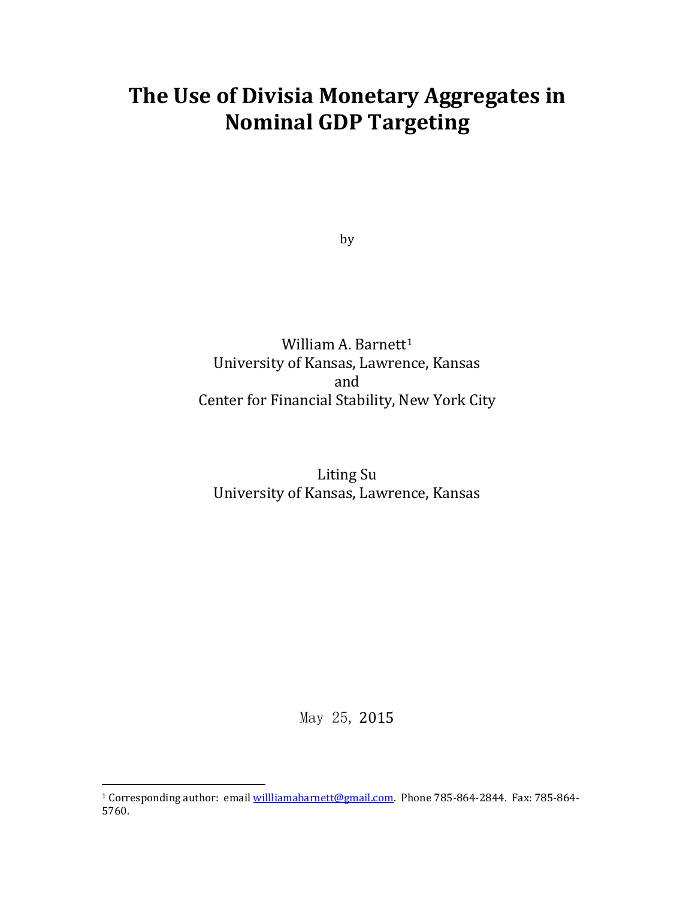# The Use of Divisia Monetary Aggregates in Nominal GDP Targeting

by

William A. Barnett[1]
University of Kansas, Lawrence, Kansas
and
Center for Financial Stability, New York City

Liting Su
University of Kansas, Lawrence, Kansas

May 25, 2015

[1] Corresponding author: email willliamabarnett@gmail.com. Phone 785-864-2844. Fax: 785-864-5760.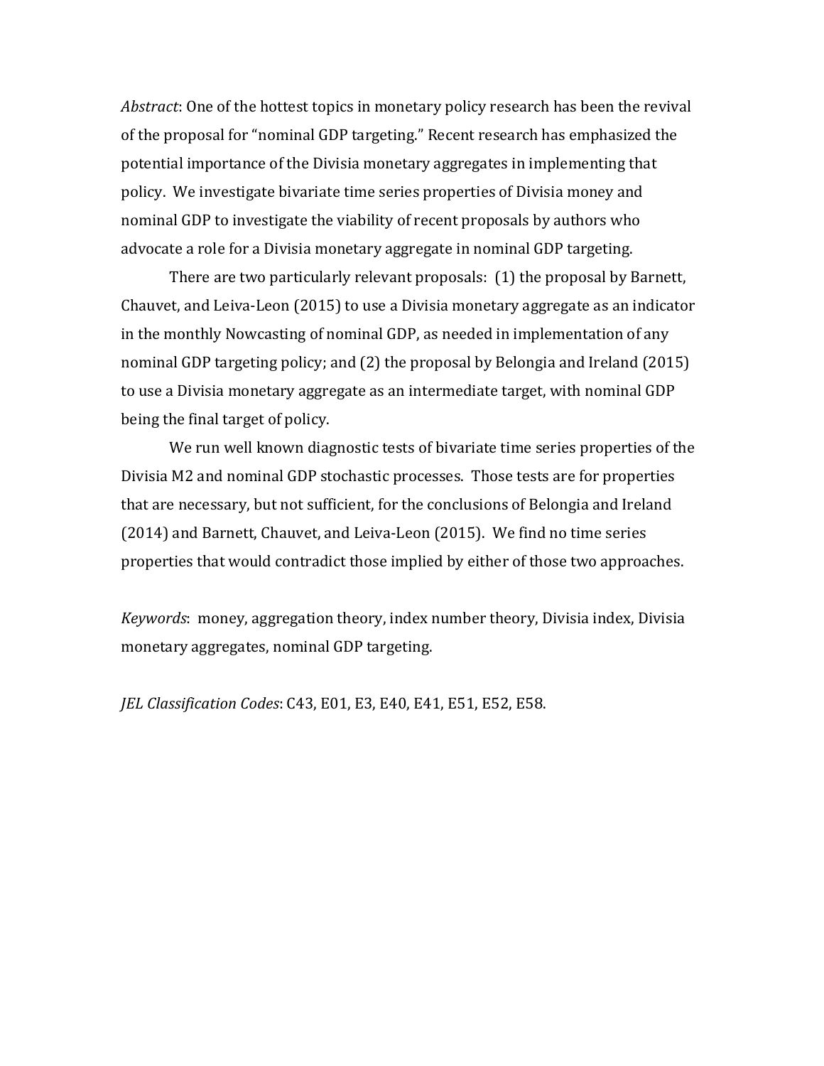*Abstract*: One of the hottest topics in monetary policy research has been the revival of the proposal for "nominal GDP targeting." Recent research has emphasized the potential importance of the Divisia monetary aggregates in implementing that policy. We investigate bivariate time series properties of Divisia money and nominal GDP to investigate the viability of recent proposals by authors who advocate a role for a Divisia monetary aggregate in nominal GDP targeting.

There are two particularly relevant proposals: (1) the proposal by Barnett, Chauvet, and Leiva-Leon (2015) to use a Divisia monetary aggregate as an indicator in the monthly Nowcasting of nominal GDP, as needed in implementation of any nominal GDP targeting policy; and (2) the proposal by Belongia and Ireland (2015) to use a Divisia monetary aggregate as an intermediate target, with nominal GDP being the final target of policy.

We run well known diagnostic tests of bivariate time series properties of the Divisia M2 and nominal GDP stochastic processes. Those tests are for properties that are necessary, but not sufficient, for the conclusions of Belongia and Ireland (2014) and Barnett, Chauvet, and Leiva-Leon (2015). We find no time series properties that would contradict those implied by either of those two approaches.

*Keywords*: money, aggregation theory, index number theory, Divisia index, Divisia monetary aggregates, nominal GDP targeting.

*JEL Classification Codes*: C43, E01, E3, E40, E41, E51, E52, E58.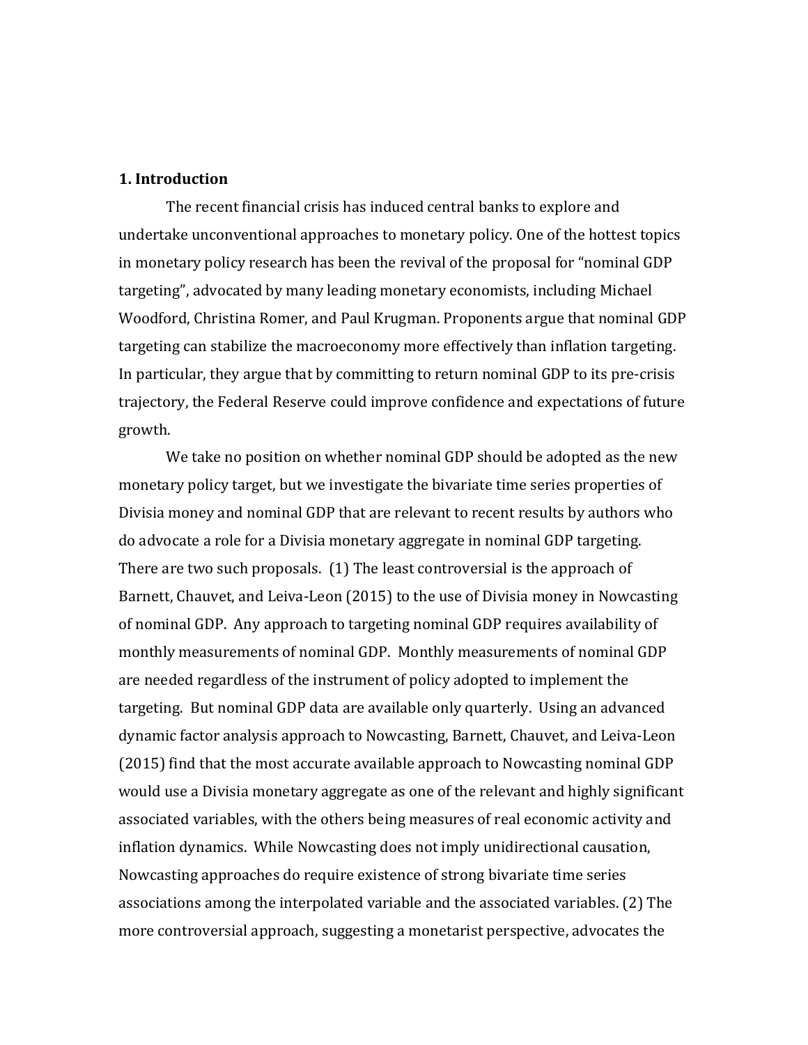## 1. Introduction

The recent financial crisis has induced central banks to explore and undertake unconventional approaches to monetary policy. One of the hottest topics in monetary policy research has been the revival of the proposal for "nominal GDP targeting", advocated by many leading monetary economists, including Michael Woodford, Christina Romer, and Paul Krugman. Proponents argue that nominal GDP targeting can stabilize the macroeconomy more effectively than inflation targeting. In particular, they argue that by committing to return nominal GDP to its pre-crisis trajectory, the Federal Reserve could improve confidence and expectations of future growth.

We take no position on whether nominal GDP should be adopted as the new monetary policy target, but we investigate the bivariate time series properties of Divisia money and nominal GDP that are relevant to recent results by authors who do advocate a role for a Divisia monetary aggregate in nominal GDP targeting. There are two such proposals. (1) The least controversial is the approach of Barnett, Chauvet, and Leiva-Leon (2015) to the use of Divisia money in Nowcasting of nominal GDP. Any approach to targeting nominal GDP requires availability of monthly measurements of nominal GDP. Monthly measurements of nominal GDP are needed regardless of the instrument of policy adopted to implement the targeting. But nominal GDP data are available only quarterly. Using an advanced dynamic factor analysis approach to Nowcasting, Barnett, Chauvet, and Leiva-Leon (2015) find that the most accurate available approach to Nowcasting nominal GDP would use a Divisia monetary aggregate as one of the relevant and highly significant associated variables, with the others being measures of real economic activity and inflation dynamics. While Nowcasting does not imply unidirectional causation, Nowcasting approaches do require existence of strong bivariate time series associations among the interpolated variable and the associated variables. (2) The more controversial approach, suggesting a monetarist perspective, advocates the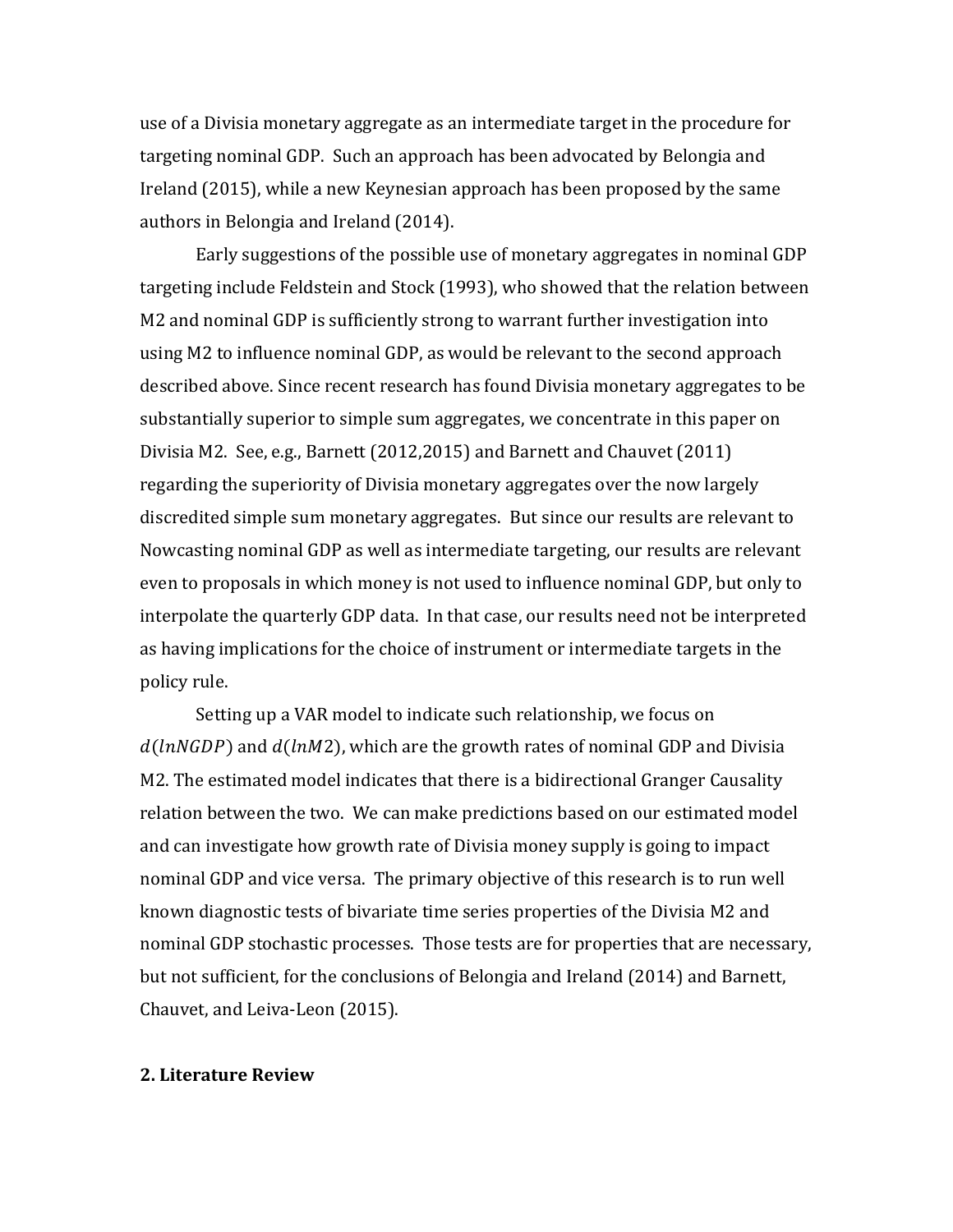use of a Divisia monetary aggregate as an intermediate target in the procedure for targeting nominal GDP. Such an approach has been advocated by Belongia and Ireland (2015), while a new Keynesian approach has been proposed by the same authors in Belongia and Ireland (2014).

Early suggestions of the possible use of monetary aggregates in nominal GDP targeting include Feldstein and Stock (1993), who showed that the relation between M2 and nominal GDP is sufficiently strong to warrant further investigation into using M2 to influence nominal GDP, as would be relevant to the second approach described above. Since recent research has found Divisia monetary aggregates to be substantially superior to simple sum aggregates, we concentrate in this paper on Divisia M2. See, e.g., Barnett (2012,2015) and Barnett and Chauvet (2011) regarding the superiority of Divisia monetary aggregates over the now largely discredited simple sum monetary aggregates. But since our results are relevant to Nowcasting nominal GDP as well as intermediate targeting, our results are relevant even to proposals in which money is not used to influence nominal GDP, but only to interpolate the quarterly GDP data. In that case, our results need not be interpreted as having implications for the choice of instrument or intermediate targets in the policy rule.

Setting up a VAR model to indicate such relationship, we focus on $d(lnNGDP)$ and $d(lnM2)$, which are the growth rates of nominal GDP and Divisia M2. The estimated model indicates that there is a bidirectional Granger Causality relation between the two. We can make predictions based on our estimated model and can investigate how growth rate of Divisia money supply is going to impact nominal GDP and vice versa. The primary objective of this research is to run well known diagnostic tests of bivariate time series properties of the Divisia M2 and nominal GDP stochastic processes. Those tests are for properties that are necessary, but not sufficient, for the conclusions of Belongia and Ireland (2014) and Barnett, Chauvet, and Leiva-Leon (2015).

## 2. Literature Review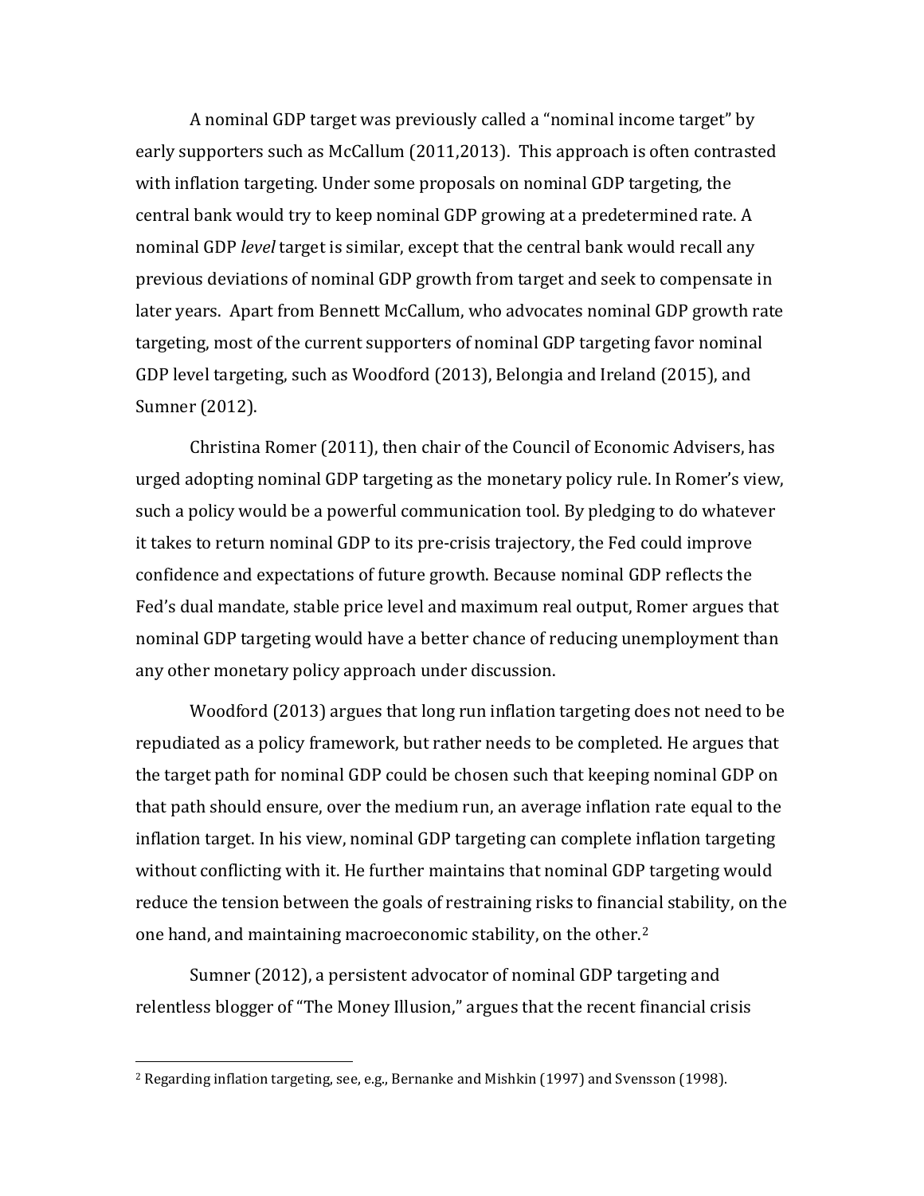A nominal GDP target was previously called a "nominal income target" by early supporters such as McCallum (2011,2013). This approach is often contrasted with inflation targeting. Under some proposals on nominal GDP targeting, the central bank would try to keep nominal GDP growing at a predetermined rate. A nominal GDP *level* target is similar, except that the central bank would recall any previous deviations of nominal GDP growth from target and seek to compensate in later years. Apart from Bennett McCallum, who advocates nominal GDP growth rate targeting, most of the current supporters of nominal GDP targeting favor nominal GDP level targeting, such as Woodford (2013), Belongia and Ireland (2015), and Sumner (2012).

Christina Romer (2011), then chair of the Council of Economic Advisers, has urged adopting nominal GDP targeting as the monetary policy rule. In Romer's view, such a policy would be a powerful communication tool. By pledging to do whatever it takes to return nominal GDP to its pre-crisis trajectory, the Fed could improve confidence and expectations of future growth. Because nominal GDP reflects the Fed's dual mandate, stable price level and maximum real output, Romer argues that nominal GDP targeting would have a better chance of reducing unemployment than any other monetary policy approach under discussion.

Woodford (2013) argues that long run inflation targeting does not need to be repudiated as a policy framework, but rather needs to be completed. He argues that the target path for nominal GDP could be chosen such that keeping nominal GDP on that path should ensure, over the medium run, an average inflation rate equal to the inflation target. In his view, nominal GDP targeting can complete inflation targeting without conflicting with it. He further maintains that nominal GDP targeting would reduce the tension between the goals of restraining risks to financial stability, on the one hand, and maintaining macroeconomic stability, on the other.[2]

Sumner (2012), a persistent advocator of nominal GDP targeting and relentless blogger of "The Money Illusion," argues that the recent financial crisis

---

[2] Regarding inflation targeting, see, e.g., Bernanke and Mishkin (1997) and Svensson (1998).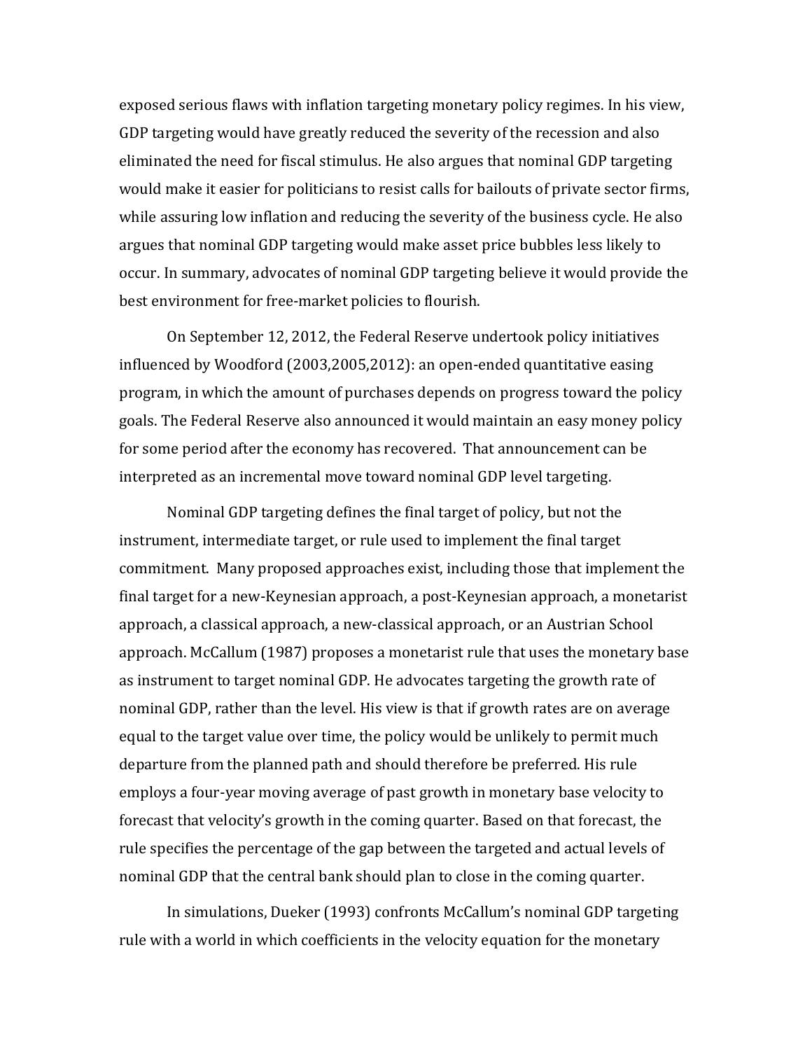exposed serious flaws with inflation targeting monetary policy regimes. In his view, GDP targeting would have greatly reduced the severity of the recession and also eliminated the need for fiscal stimulus. He also argues that nominal GDP targeting would make it easier for politicians to resist calls for bailouts of private sector firms, while assuring low inflation and reducing the severity of the business cycle. He also argues that nominal GDP targeting would make asset price bubbles less likely to occur. In summary, advocates of nominal GDP targeting believe it would provide the best environment for free-market policies to flourish.

On September 12, 2012, the Federal Reserve undertook policy initiatives influenced by Woodford (2003,2005,2012): an open-ended quantitative easing program, in which the amount of purchases depends on progress toward the policy goals. The Federal Reserve also announced it would maintain an easy money policy for some period after the economy has recovered. That announcement can be interpreted as an incremental move toward nominal GDP level targeting.

Nominal GDP targeting defines the final target of policy, but not the instrument, intermediate target, or rule used to implement the final target commitment. Many proposed approaches exist, including those that implement the final target for a new-Keynesian approach, a post-Keynesian approach, a monetarist approach, a classical approach, a new-classical approach, or an Austrian School approach. McCallum (1987) proposes a monetarist rule that uses the monetary base as instrument to target nominal GDP. He advocates targeting the growth rate of nominal GDP, rather than the level. His view is that if growth rates are on average equal to the target value over time, the policy would be unlikely to permit much departure from the planned path and should therefore be preferred. His rule employs a four-year moving average of past growth in monetary base velocity to forecast that velocity's growth in the coming quarter. Based on that forecast, the rule specifies the percentage of the gap between the targeted and actual levels of nominal GDP that the central bank should plan to close in the coming quarter.

In simulations, Dueker (1993) confronts McCallum's nominal GDP targeting rule with a world in which coefficients in the velocity equation for the monetary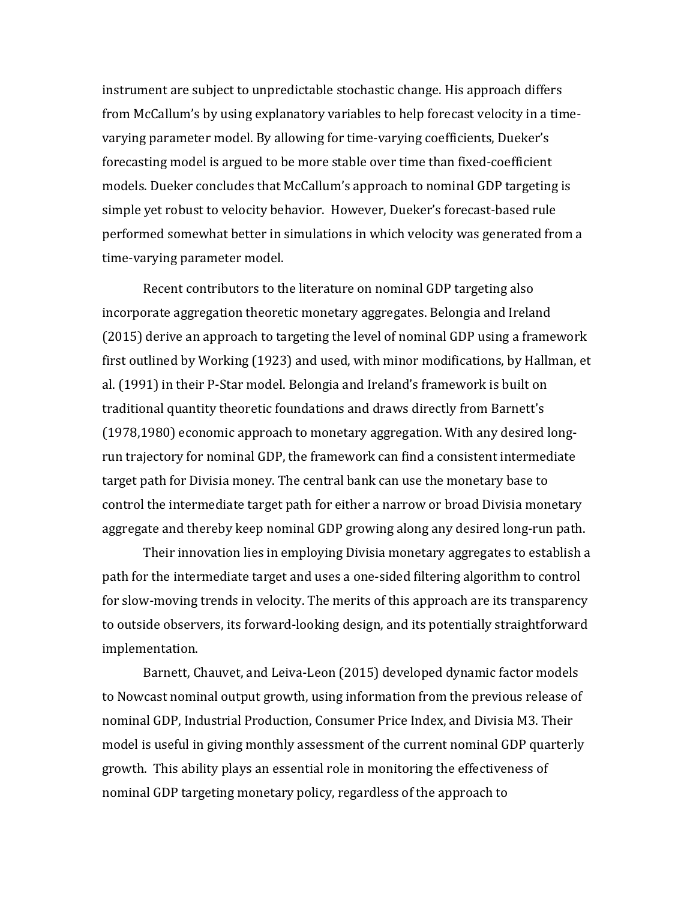instrument are subject to unpredictable stochastic change. His approach differs from McCallum's by using explanatory variables to help forecast velocity in a time-varying parameter model. By allowing for time-varying coefficients, Dueker's forecasting model is argued to be more stable over time than fixed-coefficient models. Dueker concludes that McCallum's approach to nominal GDP targeting is simple yet robust to velocity behavior. However, Dueker's forecast-based rule performed somewhat better in simulations in which velocity was generated from a time-varying parameter model.

Recent contributors to the literature on nominal GDP targeting also incorporate aggregation theoretic monetary aggregates. Belongia and Ireland (2015) derive an approach to targeting the level of nominal GDP using a framework first outlined by Working (1923) and used, with minor modifications, by Hallman, et al. (1991) in their P-Star model. Belongia and Ireland's framework is built on traditional quantity theoretic foundations and draws directly from Barnett's (1978,1980) economic approach to monetary aggregation. With any desired long-run trajectory for nominal GDP, the framework can find a consistent intermediate target path for Divisia money. The central bank can use the monetary base to control the intermediate target path for either a narrow or broad Divisia monetary aggregate and thereby keep nominal GDP growing along any desired long-run path.

Their innovation lies in employing Divisia monetary aggregates to establish a path for the intermediate target and uses a one-sided filtering algorithm to control for slow-moving trends in velocity. The merits of this approach are its transparency to outside observers, its forward-looking design, and its potentially straightforward implementation.

Barnett, Chauvet, and Leiva-Leon (2015) developed dynamic factor models to Nowcast nominal output growth, using information from the previous release of nominal GDP, Industrial Production, Consumer Price Index, and Divisia M3. Their model is useful in giving monthly assessment of the current nominal GDP quarterly growth. This ability plays an essential role in monitoring the effectiveness of nominal GDP targeting monetary policy, regardless of the approach to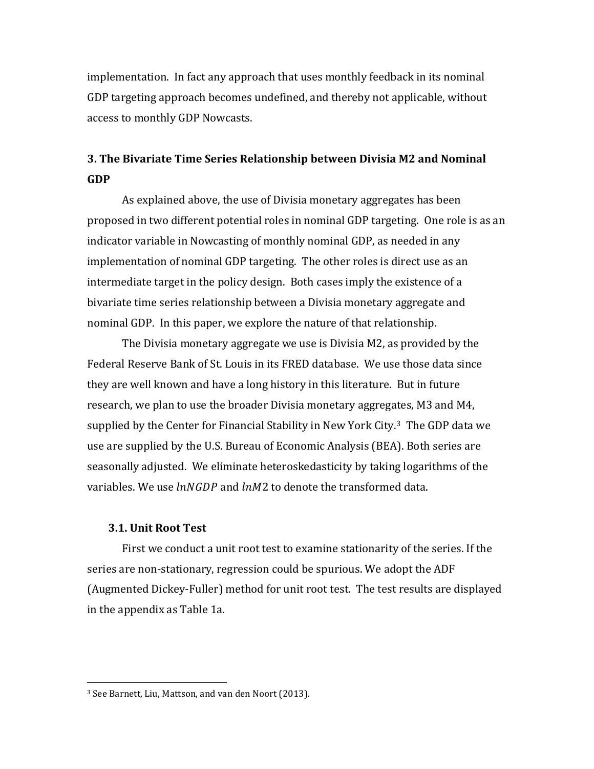implementation. In fact any approach that uses monthly feedback in its nominal GDP targeting approach becomes undefined, and thereby not applicable, without access to monthly GDP Nowcasts.

## 3. The Bivariate Time Series Relationship between Divisia M2 and Nominal GDP

As explained above, the use of Divisia monetary aggregates has been proposed in two different potential roles in nominal GDP targeting. One role is as an indicator variable in Nowcasting of monthly nominal GDP, as needed in any implementation of nominal GDP targeting. The other roles is direct use as an intermediate target in the policy design. Both cases imply the existence of a bivariate time series relationship between a Divisia monetary aggregate and nominal GDP. In this paper, we explore the nature of that relationship.

The Divisia monetary aggregate we use is Divisia M2, as provided by the Federal Reserve Bank of St. Louis in its FRED database. We use those data since they are well known and have a long history in this literature. But in future research, we plan to use the broader Divisia monetary aggregates, M3 and M4, supplied by the Center for Financial Stability in New York City.[3] The GDP data we use are supplied by the U.S. Bureau of Economic Analysis (BEA). Both series are seasonally adjusted. We eliminate heteroskedasticity by taking logarithms of the variables. We use $lnNGDP$ and $lnM2$ to denote the transformed data.

### 3.1. Unit Root Test

First we conduct a unit root test to examine stationarity of the series. If the series are non-stationary, regression could be spurious. We adopt the ADF (Augmented Dickey-Fuller) method for unit root test. The test results are displayed in the appendix as Table 1a.

[3] See Barnett, Liu, Mattson, and van den Noort (2013).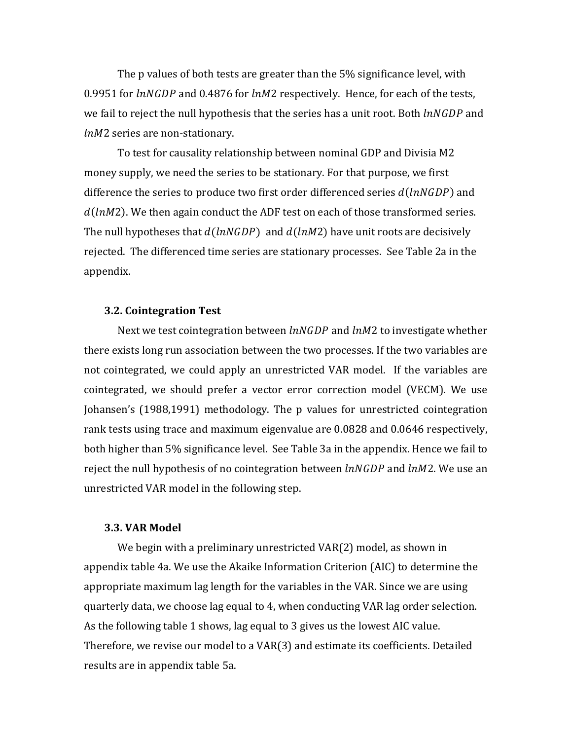The p values of both tests are greater than the 5% significance level, with 0.9951 for $lnNGDP$ and 0.4876 for $lnM2$ respectively. Hence, for each of the tests, we fail to reject the null hypothesis that the series has a unit root. Both $lnNGDP$ and $lnM2$ series are non-stationary.

To test for causality relationship between nominal GDP and Divisia M2 money supply, we need the series to be stationary. For that purpose, we first difference the series to produce two first order differenced series $d(lnNGDP)$ and $d(lnM2)$. We then again conduct the ADF test on each of those transformed series. The null hypotheses that $d(lnNGDP)$ and $d(lnM2)$ have unit roots are decisively rejected. The differenced time series are stationary processes. See Table 2a in the appendix.

### 3.2. Cointegration Test

Next we test cointegration between $lnNGDP$ and $lnM2$ to investigate whether there exists long run association between the two processes. If the two variables are not cointegrated, we could apply an unrestricted VAR model. If the variables are cointegrated, we should prefer a vector error correction model (VECM). We use Johansen's (1988,1991) methodology. The p values for unrestricted cointegration rank tests using trace and maximum eigenvalue are 0.0828 and 0.0646 respectively, both higher than 5% significance level. See Table 3a in the appendix. Hence we fail to reject the null hypothesis of no cointegration between $lnNGDP$ and $lnM2$. We use an unrestricted VAR model in the following step.

### 3.3. VAR Model

We begin with a preliminary unrestricted VAR(2) model, as shown in appendix table 4a. We use the Akaike Information Criterion (AIC) to determine the appropriate maximum lag length for the variables in the VAR. Since we are using quarterly data, we choose lag equal to 4, when conducting VAR lag order selection. As the following table 1 shows, lag equal to 3 gives us the lowest AIC value. Therefore, we revise our model to a VAR(3) and estimate its coefficients. Detailed results are in appendix table 5a.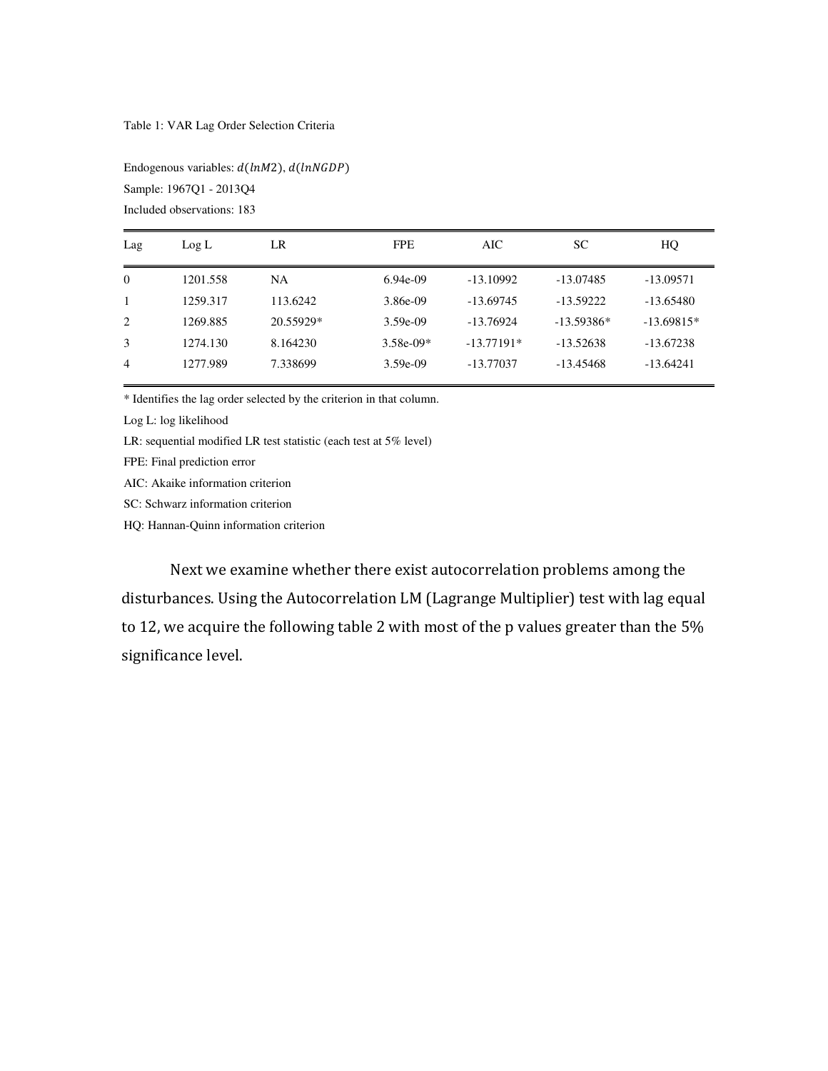Table 1: VAR Lag Order Selection Criteria

Endogenous variables: $d(lnM2)$, $d(lnNGDP)$

Sample: 1967Q1 - 2013Q4

Included observations: 183

| Lag | Log L | LR | FPE | AIC | SC | HQ |
|---|---|---|---|---|---|---|
| 0 | 1201.558 | NA | 6.94e-09 | -13.10992 | -13.07485 | -13.09571 |
| 1 | 1259.317 | 113.6242 | 3.86e-09 | -13.69745 | -13.59222 | -13.65480 |
| 2 | 1269.885 | 20.55929* | 3.59e-09 | -13.76924 | -13.59386* | -13.69815* |
| 3 | 1274.130 | 8.164230 | 3.58e-09* | -13.77191* | -13.52638 | -13.67238 |
| 4 | 1277.989 | 7.338699 | 3.59e-09 | -13.77037 | -13.45468 | -13.64241 |

* Identifies the lag order selected by the criterion in that column.

Log L: log likelihood

LR: sequential modified LR test statistic (each test at 5% level)

FPE: Final prediction error

AIC: Akaike information criterion

SC: Schwarz information criterion

HQ: Hannan-Quinn information criterion

Next we examine whether there exist autocorrelation problems among the disturbances. Using the Autocorrelation LM (Lagrange Multiplier) test with lag equal to 12, we acquire the following table 2 with most of the p values greater than the 5% significance level.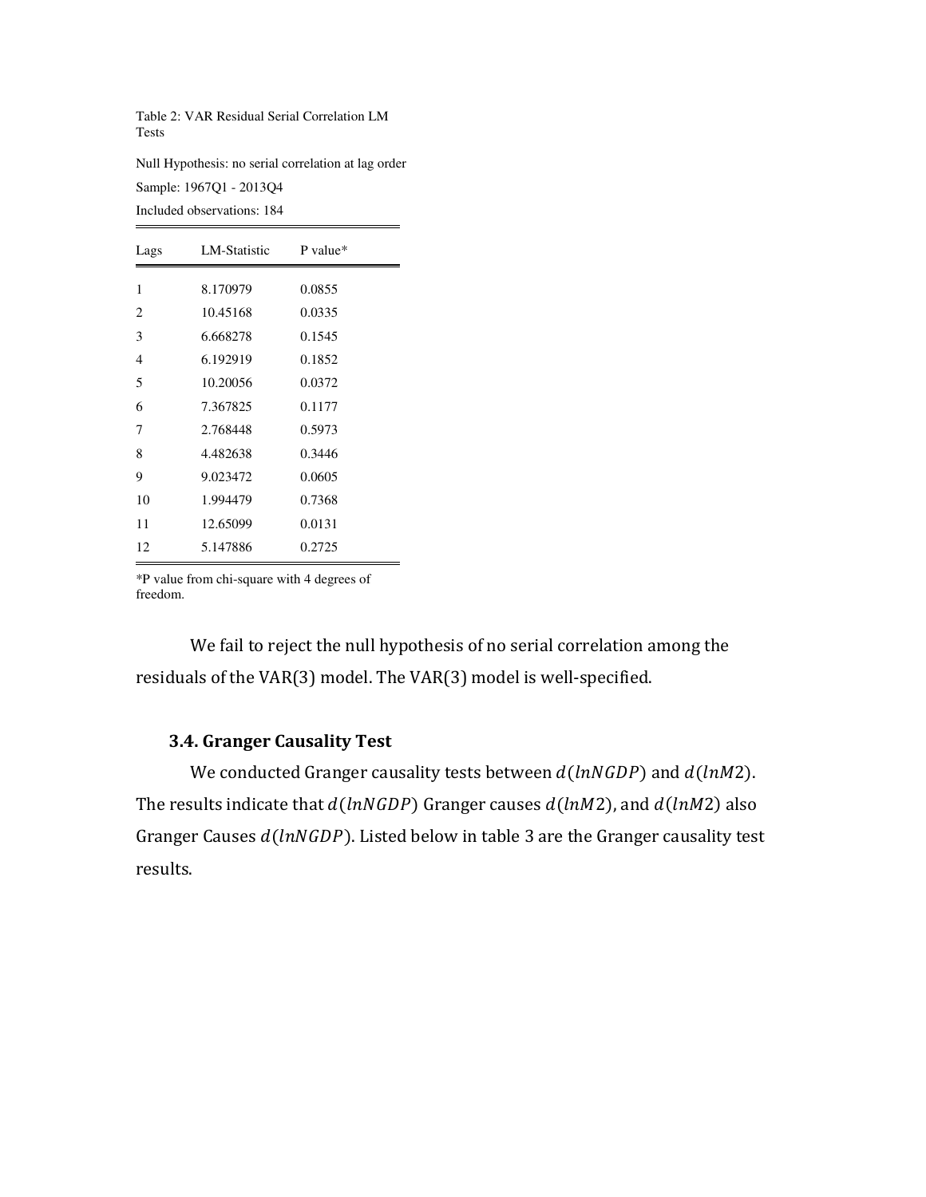Table 2: VAR Residual Serial Correlation LM Tests

Null Hypothesis: no serial correlation at lag order

Sample: 1967Q1 - 2013Q4

Included observations: 184

| Lags | LM-Statistic | P value* |
|---|---|---|
| 1 | 8.170979 | 0.0855 |
| 2 | 10.45168 | 0.0335 |
| 3 | 6.668278 | 0.1545 |
| 4 | 6.192919 | 0.1852 |
| 5 | 10.20056 | 0.0372 |
| 6 | 7.367825 | 0.1177 |
| 7 | 2.768448 | 0.5973 |
| 8 | 4.482638 | 0.3446 |
| 9 | 9.023472 | 0.0605 |
| 10 | 1.994479 | 0.7368 |
| 11 | 12.65099 | 0.0131 |
| 12 | 5.147886 | 0.2725 |

*P value from chi-square with 4 degrees of freedom.

We fail to reject the null hypothesis of no serial correlation among the residuals of the VAR(3) model. The VAR(3) model is well-specified.

### 3.4. Granger Causality Test

We conducted Granger causality tests between $d(lnNGDP)$ and $d(lnM2)$. The results indicate that $d(lnNGDP)$ Granger causes $d(lnM2)$, and $d(lnM2)$ also Granger Causes $d(lnNGDP)$. Listed below in table 3 are the Granger causality test results.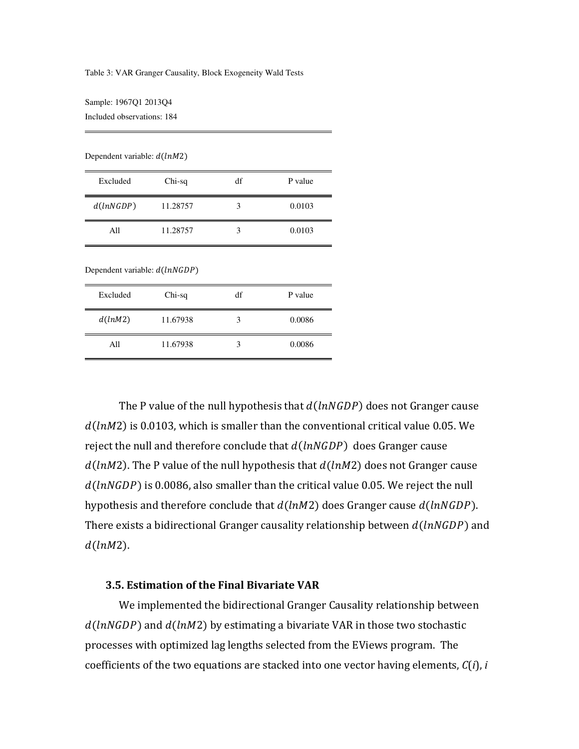Table 3: VAR Granger Causality, Block Exogeneity Wald Tests

Sample: 1967Q1 2013Q4

Included observations: 184

Dependent variable: $d(lnM2)$

| Excluded | Chi-sq | df | P value |
|---|---|---|---|
| $d(lnNGDP)$ | 11.28757 | 3 | 0.0103 |
| All | 11.28757 | 3 | 0.0103 |

Dependent variable: $d(lnNGDP)$

| Excluded | Chi-sq | df | P value |
|---|---|---|---|
| $d(lnM2)$ | 11.67938 | 3 | 0.0086 |
| All | 11.67938 | 3 | 0.0086 |

The P value of the null hypothesis that $d(lnNGDP)$ does not Granger cause $d(lnM2)$ is 0.0103, which is smaller than the conventional critical value 0.05. We reject the null and therefore conclude that $d(lnNGDP)$ does Granger cause $d(lnM2)$. The P value of the null hypothesis that $d(lnM2)$ does not Granger cause $d(lnNGDP)$ is 0.0086, also smaller than the critical value 0.05. We reject the null hypothesis and therefore conclude that $d(lnM2)$ does Granger cause $d(lnNGDP)$. There exists a bidirectional Granger causality relationship between $d(lnNGDP)$ and $d(lnM2)$.

### 3.5. Estimation of the Final Bivariate VAR

We implemented the bidirectional Granger Causality relationship between $d(lnNGDP)$ and $d(lnM2)$ by estimating a bivariate VAR in those two stochastic processes with optimized lag lengths selected from the EViews program. The coefficients of the two equations are stacked into one vector having elements, $C(i)$, $i$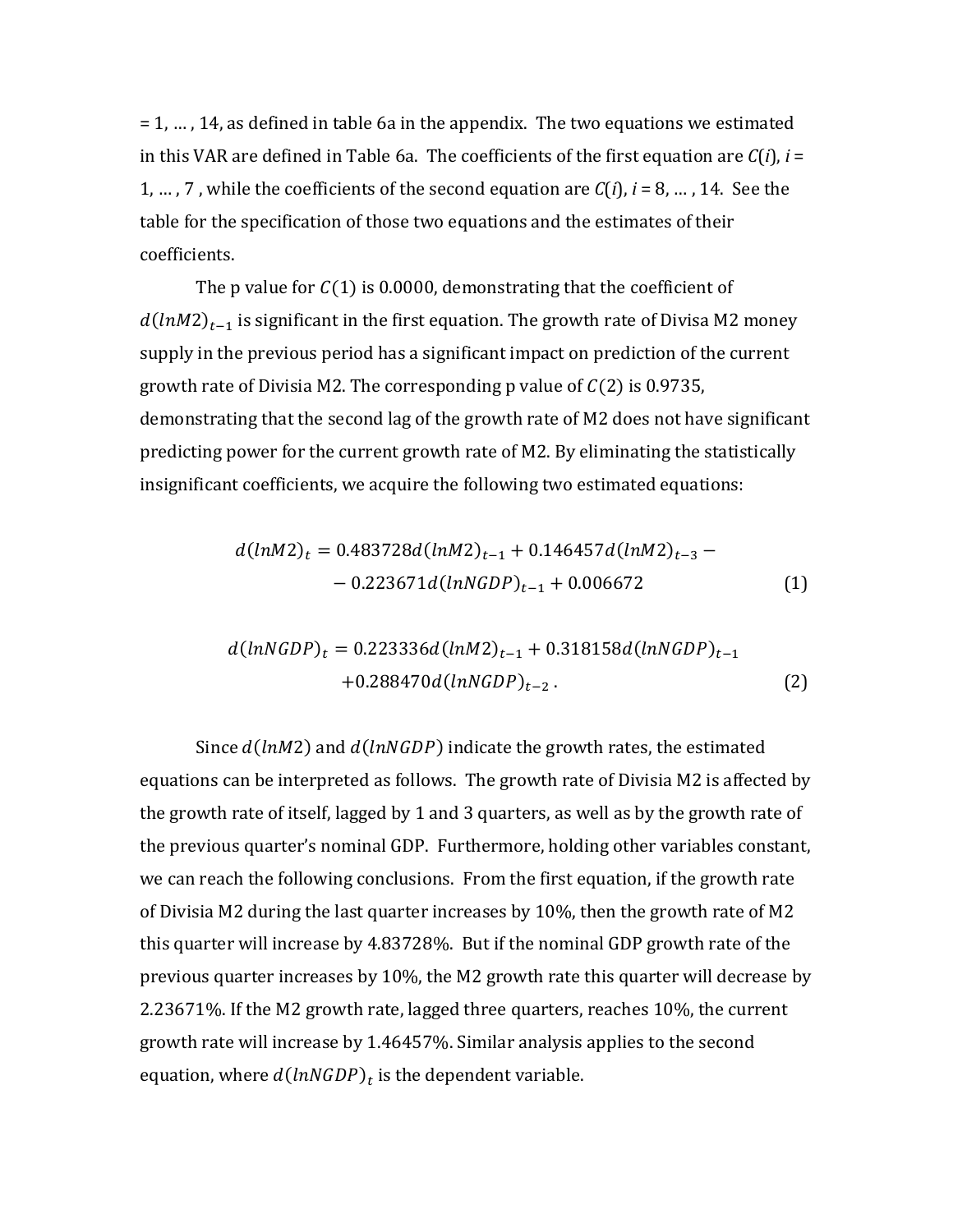= 1, … , 14, as defined in table 6a in the appendix. The two equations we estimated in this VAR are defined in Table 6a. The coefficients of the first equation are $C(i)$, $i$ = 1, … , 7 , while the coefficients of the second equation are $C(i)$, $i$ = 8, … , 14. See the table for the specification of those two equations and the estimates of their coefficients.

The p value for $C(1)$ is 0.0000, demonstrating that the coefficient of $d(lnM2)_{t-1}$ is significant in the first equation. The growth rate of Divisa M2 money supply in the previous period has a significant impact on prediction of the current growth rate of Divisia M2. The corresponding p value of $C(2)$ is 0.9735, demonstrating that the second lag of the growth rate of M2 does not have significant predicting power for the current growth rate of M2. By eliminating the statistically insignificant coefficients, we acquire the following two estimated equations:

$$d(lnM2)_t = 0.483728d(lnM2)_{t-1} + 0.146457d(lnM2)_{t-3} - \\ - 0.223671d(lnNGDP)_{t-1} + 0.006672 \tag{1}$$

$$d(lnNGDP)_t = 0.223336d(lnM2)_{t-1} + 0.318158d(lnNGDP)_{t-1} \\ +0.288470d(lnNGDP)_{t-2} \,. \tag{2}$$

Since $d(lnM2)$ and $d(lnNGDP)$ indicate the growth rates, the estimated equations can be interpreted as follows. The growth rate of Divisia M2 is affected by the growth rate of itself, lagged by 1 and 3 quarters, as well as by the growth rate of the previous quarter's nominal GDP. Furthermore, holding other variables constant, we can reach the following conclusions. From the first equation, if the growth rate of Divisia M2 during the last quarter increases by 10%, then the growth rate of M2 this quarter will increase by 4.83728%. But if the nominal GDP growth rate of the previous quarter increases by 10%, the M2 growth rate this quarter will decrease by 2.23671%. If the M2 growth rate, lagged three quarters, reaches 10%, the current growth rate will increase by 1.46457%. Similar analysis applies to the second equation, where $d(lnNGDP)_t$ is the dependent variable.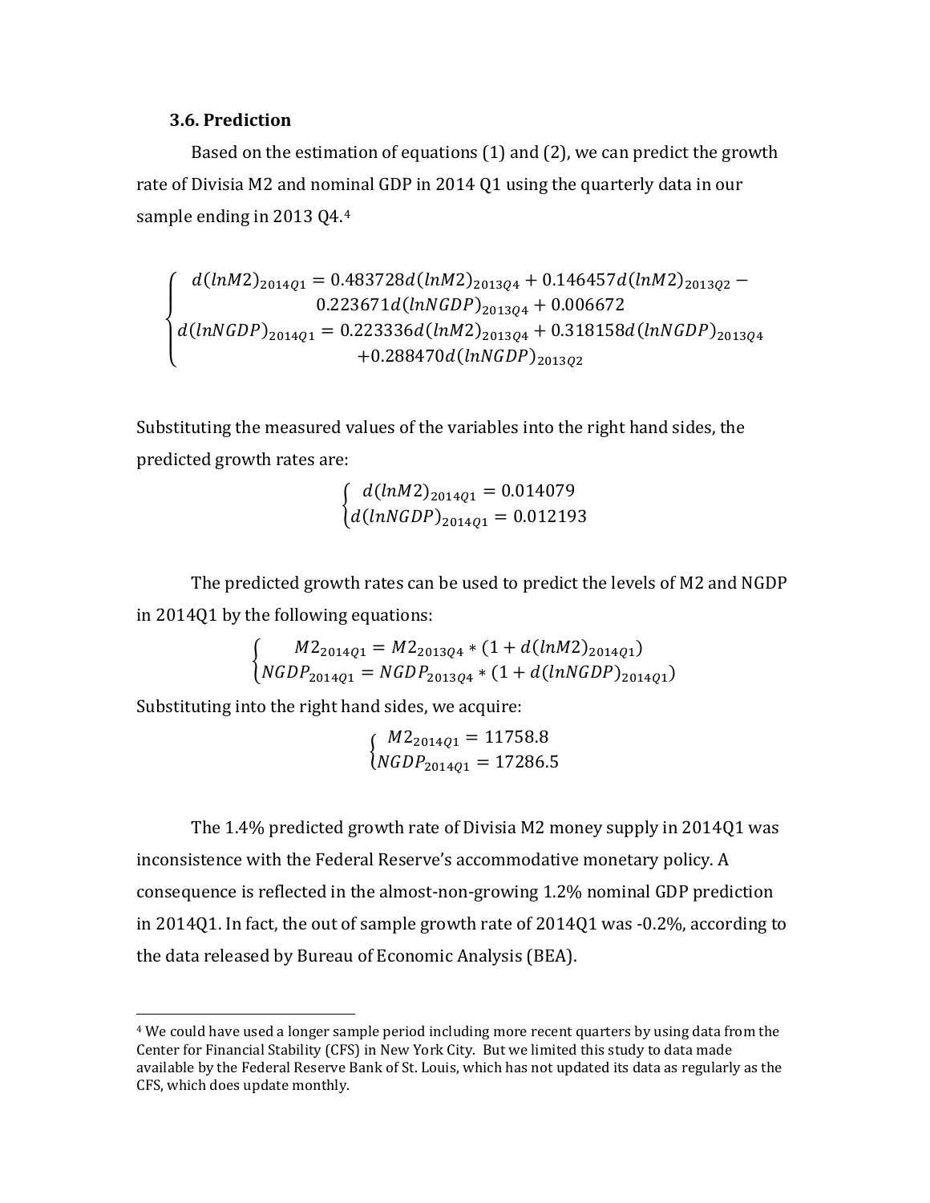### 3.6. Prediction

Based on the estimation of equations (1) and (2), we can predict the growth rate of Divisia M2 and nominal GDP in 2014 Q1 using the quarterly data in our sample ending in 2013 Q4.[4]

$$
\begin{cases}
d(lnM2)_{2014Q1} = 0.483728d(lnM2)_{2013Q4} + 0.146457d(lnM2)_{2013Q2} - \\
\qquad 0.223671d(lnNGDP)_{2013Q4} + 0.006672 \\
d(lnNGDP)_{2014Q1} = 0.223336d(lnM2)_{2013Q4} + 0.318158d(lnNGDP)_{2013Q4} \\
\qquad +0.288470d(lnNGDP)_{2013Q2}
\end{cases}
$$

Substituting the measured values of the variables into the right hand sides, the predicted growth rates are:

$$
\begin{cases}
d(lnM2)_{2014Q1} = 0.014079 \\
d(lnNGDP)_{2014Q1} = 0.012193
\end{cases}
$$

The predicted growth rates can be used to predict the levels of M2 and NGDP in 2014Q1 by the following equations:

$$
\begin{cases}
M2_{2014Q1} = M2_{2013Q4} * (1 + d(lnM2)_{2014Q1}) \\
NGDP_{2014Q1} = NGDP_{2013Q4} * (1 + d(lnNGDP)_{2014Q1})
\end{cases}
$$

Substituting into the right hand sides, we acquire:

$$
\begin{cases}
M2_{2014Q1} = 11758.8 \\
NGDP_{2014Q1} = 17286.5
\end{cases}
$$

The 1.4% predicted growth rate of Divisia M2 money supply in 2014Q1 was inconsistence with the Federal Reserve's accommodative monetary policy. A consequence is reflected in the almost-non-growing 1.2% nominal GDP prediction in 2014Q1. In fact, the out of sample growth rate of 2014Q1 was -0.2%, according to the data released by Bureau of Economic Analysis (BEA).

[4] We could have used a longer sample period including more recent quarters by using data from the Center for Financial Stability (CFS) in New York City. But we limited this study to data made available by the Federal Reserve Bank of St. Louis, which has not updated its data as regularly as the CFS, which does update monthly.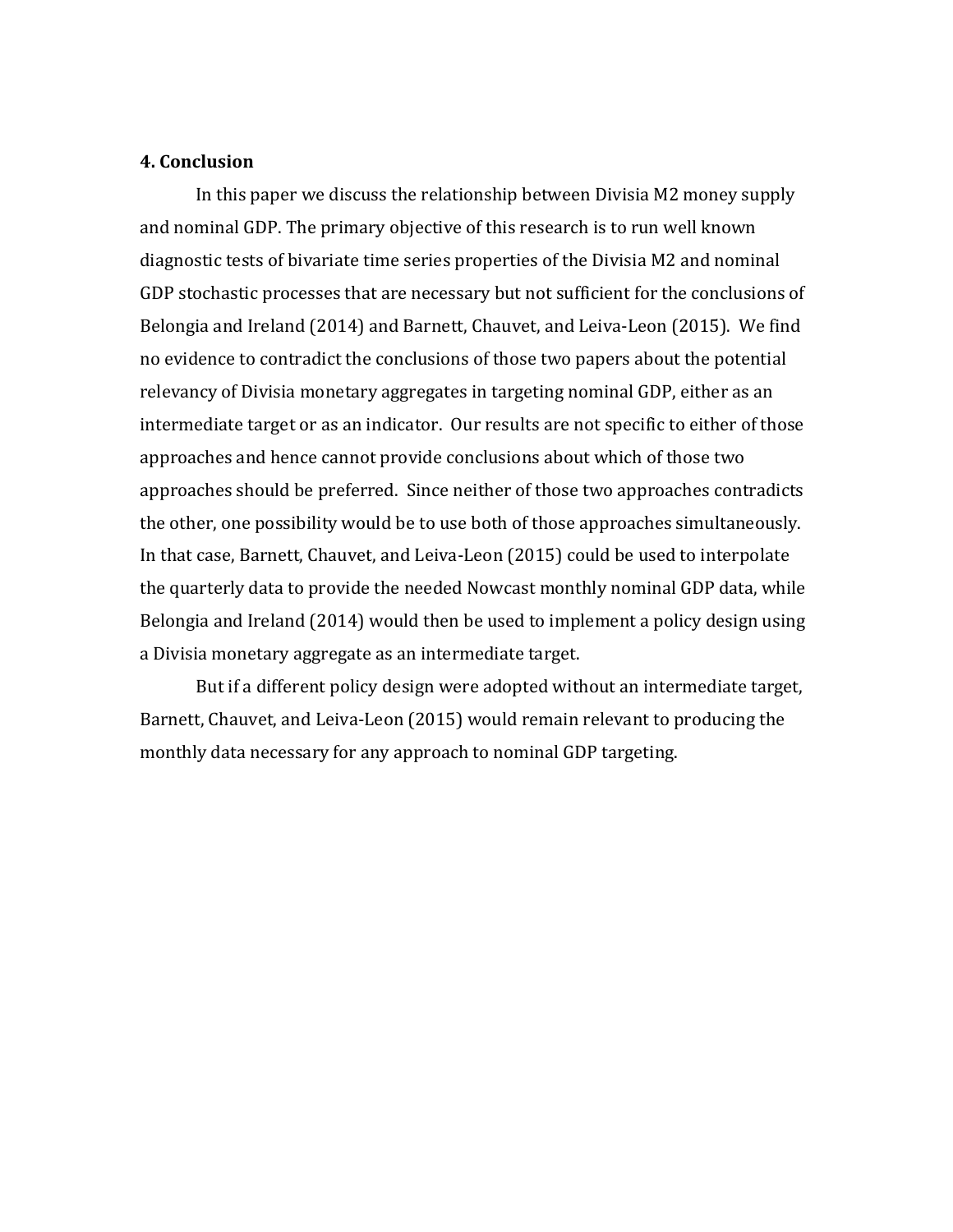## 4. Conclusion

In this paper we discuss the relationship between Divisia M2 money supply and nominal GDP. The primary objective of this research is to run well known diagnostic tests of bivariate time series properties of the Divisia M2 and nominal GDP stochastic processes that are necessary but not sufficient for the conclusions of Belongia and Ireland (2014) and Barnett, Chauvet, and Leiva-Leon (2015). We find no evidence to contradict the conclusions of those two papers about the potential relevancy of Divisia monetary aggregates in targeting nominal GDP, either as an intermediate target or as an indicator. Our results are not specific to either of those approaches and hence cannot provide conclusions about which of those two approaches should be preferred. Since neither of those two approaches contradicts the other, one possibility would be to use both of those approaches simultaneously. In that case, Barnett, Chauvet, and Leiva-Leon (2015) could be used to interpolate the quarterly data to provide the needed Nowcast monthly nominal GDP data, while Belongia and Ireland (2014) would then be used to implement a policy design using a Divisia monetary aggregate as an intermediate target.

But if a different policy design were adopted without an intermediate target, Barnett, Chauvet, and Leiva-Leon (2015) would remain relevant to producing the monthly data necessary for any approach to nominal GDP targeting.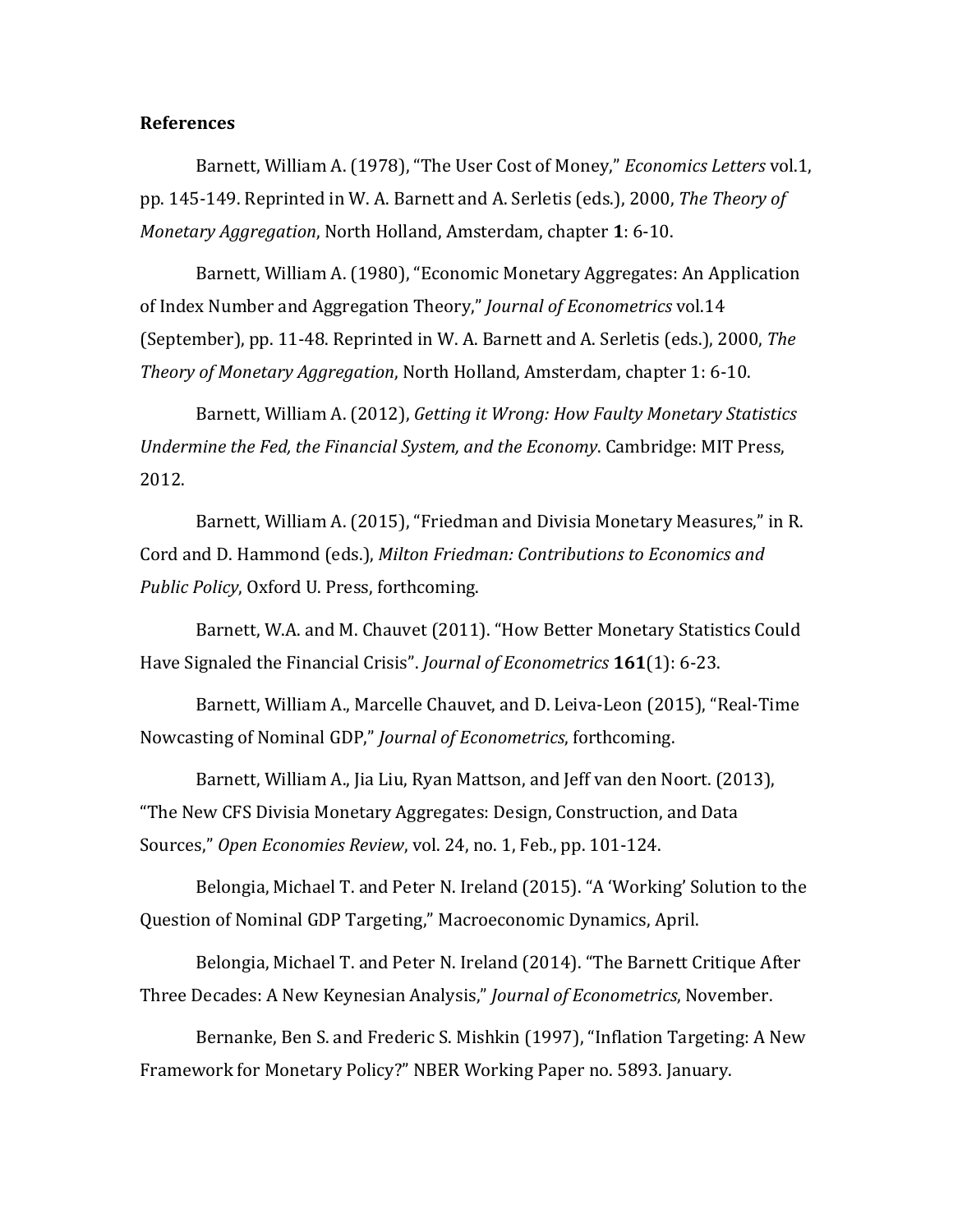**References**

Barnett, William A. (1978), "The User Cost of Money," *Economics Letters* vol.1, pp. 145-149. Reprinted in W. A. Barnett and A. Serletis (eds.), 2000, *The Theory of Monetary Aggregation*, North Holland, Amsterdam, chapter **1**: 6-10.

Barnett, William A. (1980), "Economic Monetary Aggregates: An Application of Index Number and Aggregation Theory," *Journal of Econometrics* vol.14 (September), pp. 11-48. Reprinted in W. A. Barnett and A. Serletis (eds.), 2000, *The Theory of Monetary Aggregation*, North Holland, Amsterdam, chapter 1: 6-10.

Barnett, William A. (2012), *Getting it Wrong: How Faulty Monetary Statistics Undermine the Fed, the Financial System, and the Economy*. Cambridge: MIT Press, 2012.

Barnett, William A. (2015), "Friedman and Divisia Monetary Measures," in R. Cord and D. Hammond (eds.), *Milton Friedman: Contributions to Economics and Public Policy*, Oxford U. Press, forthcoming.

Barnett, W.A. and M. Chauvet (2011). "How Better Monetary Statistics Could Have Signaled the Financial Crisis". *Journal of Econometrics* **161**(1): 6-23.

Barnett, William A., Marcelle Chauvet, and D. Leiva-Leon (2015), "Real-Time Nowcasting of Nominal GDP," *Journal of Econometrics*, forthcoming.

Barnett, William A., Jia Liu, Ryan Mattson, and Jeff van den Noort. (2013), "The New CFS Divisia Monetary Aggregates: Design, Construction, and Data Sources," *Open Economies Review*, vol. 24, no. 1, Feb., pp. 101-124.

Belongia, Michael T. and Peter N. Ireland (2015). "A 'Working' Solution to the Question of Nominal GDP Targeting," Macroeconomic Dynamics, April.

Belongia, Michael T. and Peter N. Ireland (2014). "The Barnett Critique After Three Decades: A New Keynesian Analysis," *Journal of Econometrics*, November.

Bernanke, Ben S. and Frederic S. Mishkin (1997), "Inflation Targeting: A New Framework for Monetary Policy?" NBER Working Paper no. 5893. January.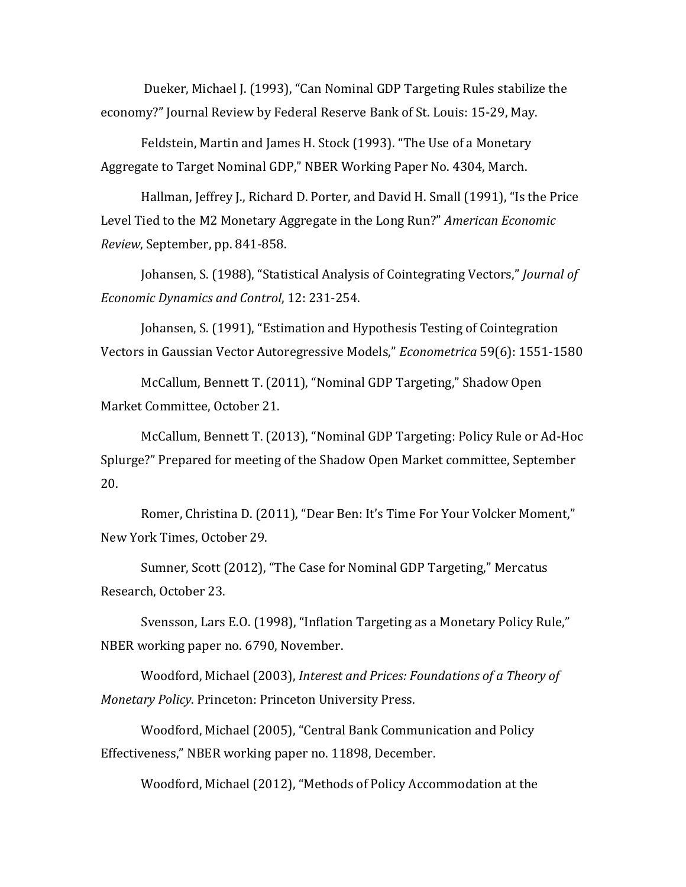Dueker, Michael J. (1993), "Can Nominal GDP Targeting Rules stabilize the economy?" Journal Review by Federal Reserve Bank of St. Louis: 15-29, May.

Feldstein, Martin and James H. Stock (1993). "The Use of a Monetary Aggregate to Target Nominal GDP," NBER Working Paper No. 4304, March.

Hallman, Jeffrey J., Richard D. Porter, and David H. Small (1991), "Is the Price Level Tied to the M2 Monetary Aggregate in the Long Run?" *American Economic Review*, September, pp. 841-858.

Johansen, S. (1988), "Statistical Analysis of Cointegrating Vectors," *Journal of Economic Dynamics and Control*, 12: 231-254.

Johansen, S. (1991), "Estimation and Hypothesis Testing of Cointegration Vectors in Gaussian Vector Autoregressive Models," *Econometrica* 59(6): 1551-1580

McCallum, Bennett T. (2011), "Nominal GDP Targeting," Shadow Open Market Committee, October 21.

McCallum, Bennett T. (2013), "Nominal GDP Targeting: Policy Rule or Ad-Hoc Splurge?" Prepared for meeting of the Shadow Open Market committee, September 20.

Romer, Christina D. (2011), "Dear Ben: It's Time For Your Volcker Moment," New York Times, October 29.

Sumner, Scott (2012), "The Case for Nominal GDP Targeting," Mercatus Research, October 23.

Svensson, Lars E.O. (1998), "Inflation Targeting as a Monetary Policy Rule," NBER working paper no. 6790, November.

Woodford, Michael (2003), *Interest and Prices: Foundations of a Theory of Monetary Policy*. Princeton: Princeton University Press.

Woodford, Michael (2005), "Central Bank Communication and Policy Effectiveness," NBER working paper no. 11898, December.

Woodford, Michael (2012), "Methods of Policy Accommodation at the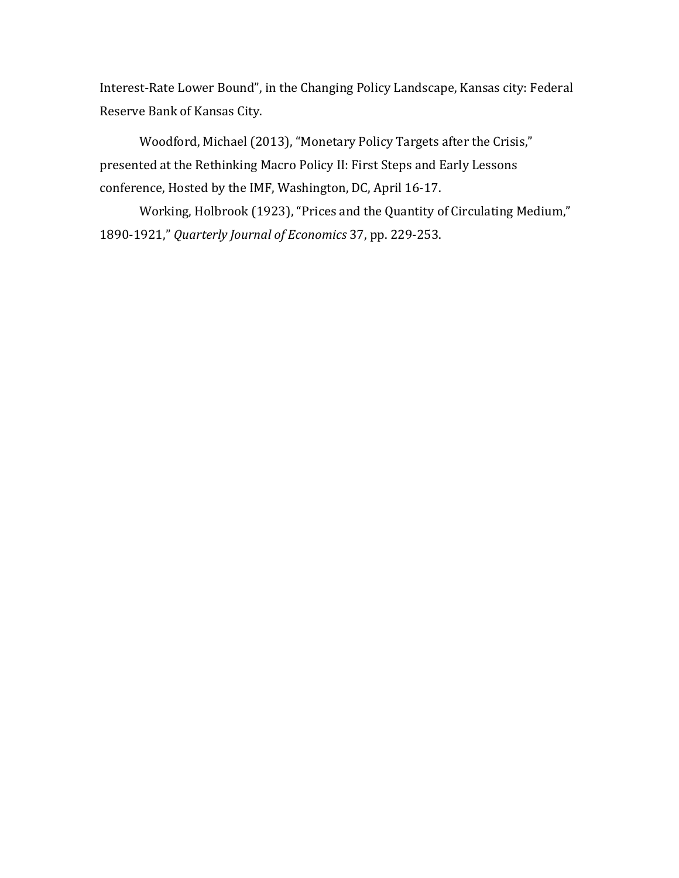Interest-Rate Lower Bound", in the Changing Policy Landscape, Kansas city: Federal Reserve Bank of Kansas City.

Woodford, Michael (2013), "Monetary Policy Targets after the Crisis," presented at the Rethinking Macro Policy II: First Steps and Early Lessons conference, Hosted by the IMF, Washington, DC, April 16-17.

Working, Holbrook (1923), "Prices and the Quantity of Circulating Medium," 1890-1921," *Quarterly Journal of Economics* 37, pp. 229-253.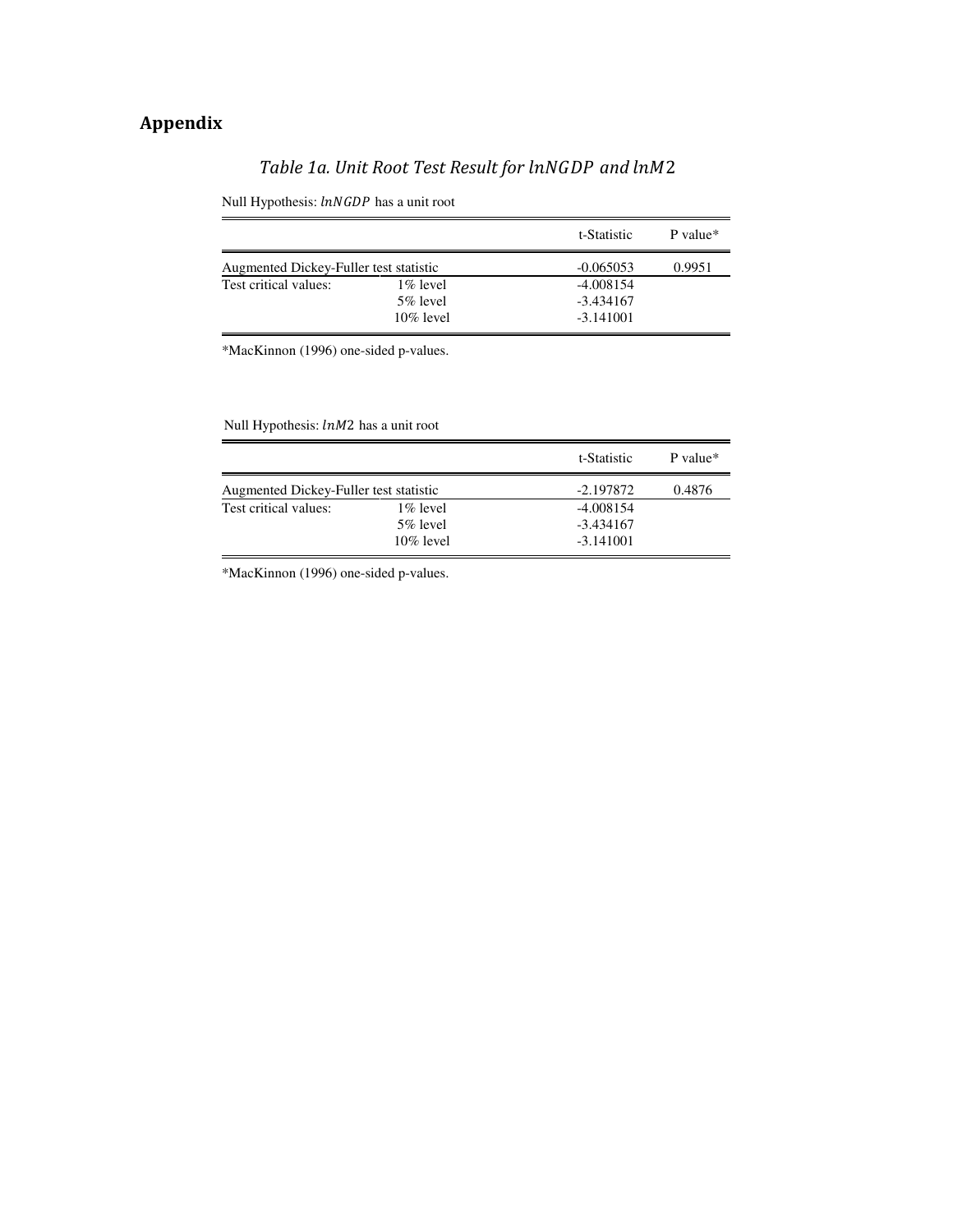# Appendix

*Table 1a. Unit Root Test Result for $lnNGDP$ and $lnM2$*

Null Hypothesis: $lnNGDP$ has a unit root

| | | t-Statistic | P value* |
|---|---|---|---|
| Augmented Dickey-Fuller test statistic | | -0.065053 | 0.9951 |
| Test critical values: | 1% level | -4.008154 | |
| | 5% level | -3.434167 | |
| | 10% level | -3.141001 | |

*MacKinnon (1996) one-sided p-values.

Null Hypothesis: $lnM2$ has a unit root

| | | t-Statistic | P value* |
|---|---|---|---|
| Augmented Dickey-Fuller test statistic | | -2.197872 | 0.4876 |
| Test critical values: | 1% level | -4.008154 | |
| | 5% level | -3.434167 | |
| | 10% level | -3.141001 | |

*MacKinnon (1996) one-sided p-values.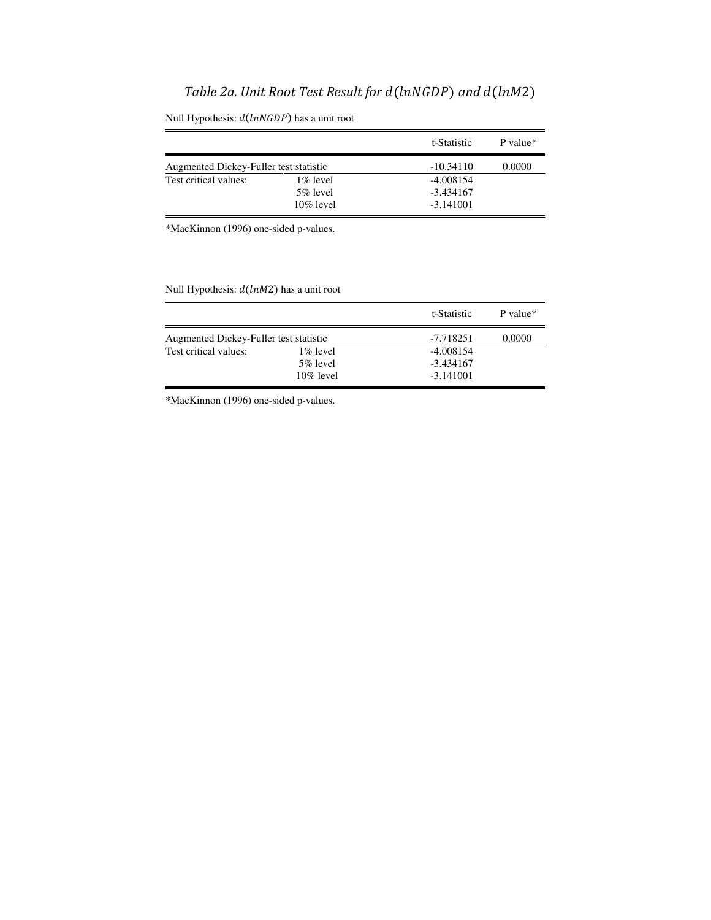*Table 2a. Unit Root Test Result for $d(lnNGDP)$ and $d(lnM2)$*

Null Hypothesis: $d(lnNGDP)$ has a unit root

| | | t-Statistic | P value* |
|---|---|---|---|
| Augmented Dickey-Fuller test statistic | | -10.34110 | 0.0000 |
| Test critical values: | 1% level | -4.008154 | |
| | 5% level | -3.434167 | |
| | 10% level | -3.141001 | |

*MacKinnon (1996) one-sided p-values.

Null Hypothesis: $d(lnM2)$ has a unit root

| | | t-Statistic | P value* |
|---|---|---|---|
| Augmented Dickey-Fuller test statistic | | -7.718251 | 0.0000 |
| Test critical values: | 1% level | -4.008154 | |
| | 5% level | -3.434167 | |
| | 10% level | -3.141001 | |

*MacKinnon (1996) one-sided p-values.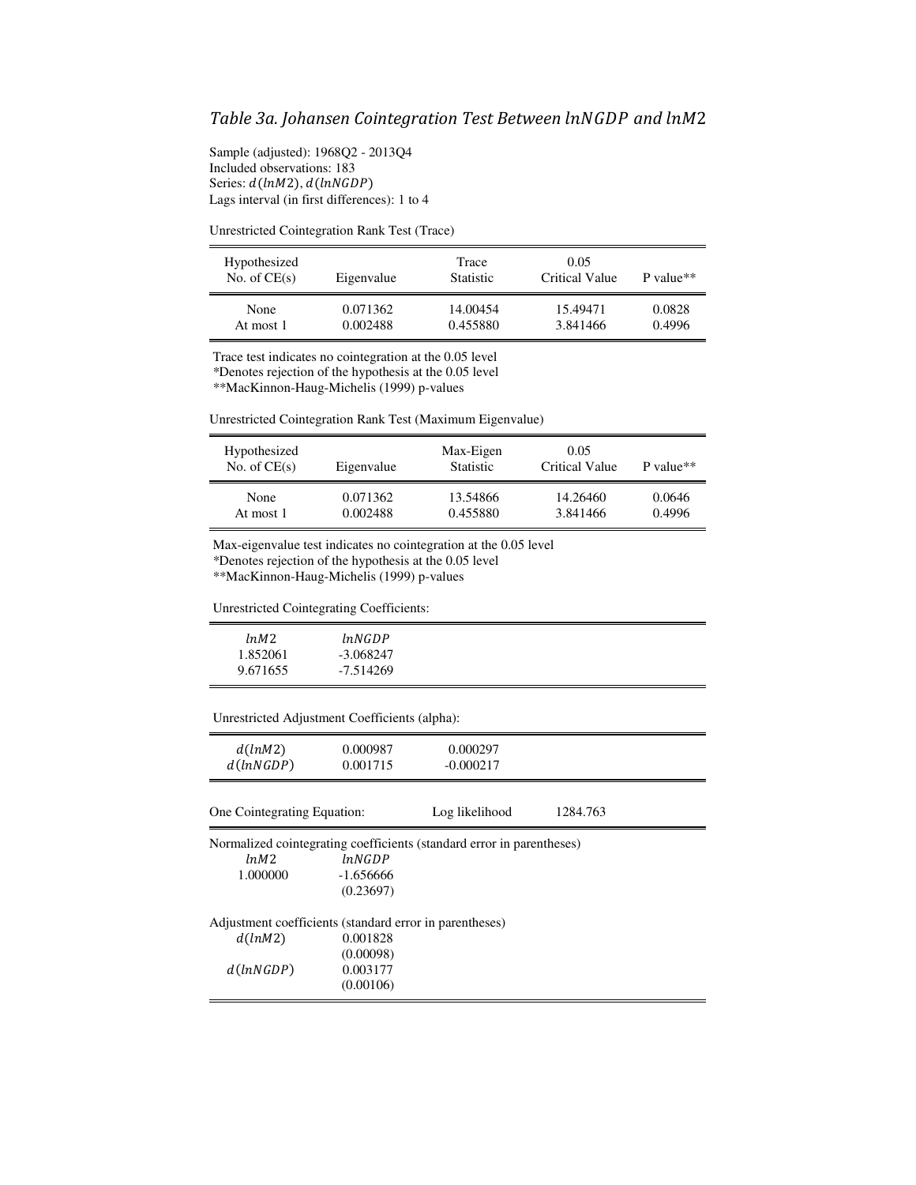*Table 3a. Johansen Cointegration Test Between $lnNGDP$ and $lnM2$*

Sample (adjusted): 1968Q2 - 2013Q4
Included observations: 183
Series: $d(lnM2)$, $d(lnNGDP)$
Lags interval (in first differences): 1 to 4

Unrestricted Cointegration Rank Test (Trace)

| Hypothesized No. of CE(s) | Eigenvalue | Trace Statistic | 0.05 Critical Value | P value** |
|---|---|---|---|---|
| None | 0.071362 | 14.00454 | 15.49471 | 0.0828 |
| At most 1 | 0.002488 | 0.455880 | 3.841466 | 0.4996 |

Trace test indicates no cointegration at the 0.05 level
*Denotes rejection of the hypothesis at the 0.05 level
**MacKinnon-Haug-Michelis (1999) p-values

Unrestricted Cointegration Rank Test (Maximum Eigenvalue)

| Hypothesized No. of CE(s) | Eigenvalue | Max-Eigen Statistic | 0.05 Critical Value | P value** |
|---|---|---|---|---|
| None | 0.071362 | 13.54866 | 14.26460 | 0.0646 |
| At most 1 | 0.002488 | 0.455880 | 3.841466 | 0.4996 |

Max-eigenvalue test indicates no cointegration at the 0.05 level
*Denotes rejection of the hypothesis at the 0.05 level
**MacKinnon-Haug-Michelis (1999) p-values

Unrestricted Cointegrating Coefficients:

| $lnM2$ | $lnNGDP$ |
|---|---|
| 1.852061 | -3.068247 |
| 9.671655 | -7.514269 |

Unrestricted Adjustment Coefficients (alpha):

| | | |
|---|---|---|
| $d(lnM2)$ | 0.000987 | 0.000297 |
| $d(lnNGDP)$ | 0.001715 | -0.000217 |

| One Cointegrating Equation: | Log likelihood | 1284.763 |
|---|---|---|

Normalized cointegrating coefficients (standard error in parentheses)

| $lnM2$ | $lnNGDP$ |
|---|---|
| 1.000000 | -1.656666 |
| | (0.23697) |

Adjustment coefficients (standard error in parentheses)

| | |
|---|---|
| $d(lnM2)$ | 0.001828 |
| | (0.00098) |
| $d(lnNGDP)$ | 0.003177 |
| | (0.00106) |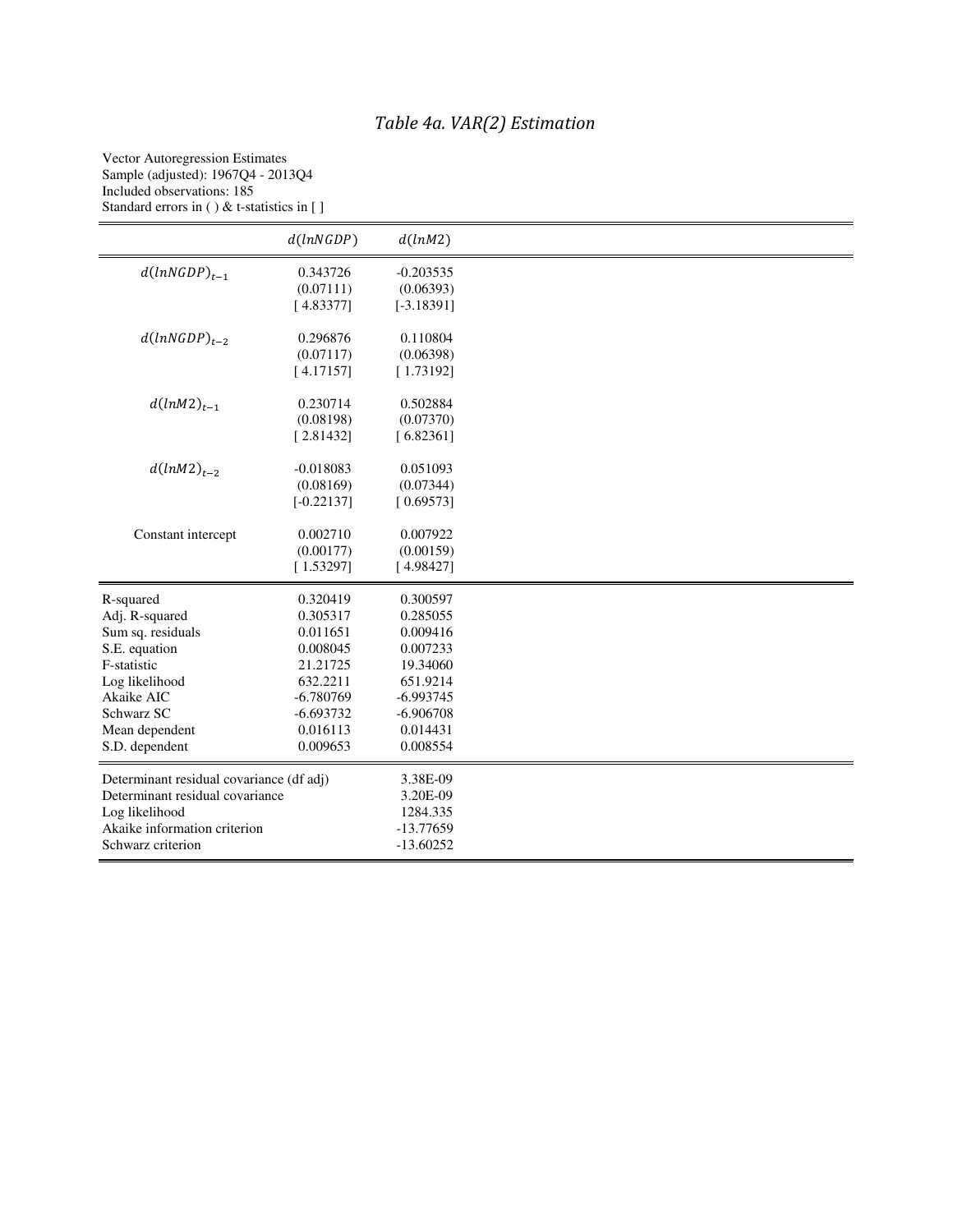# *Table 4a. VAR(2) Estimation*

Vector Autoregression Estimates
Sample (adjusted): 1967Q4 - 2013Q4
Included observations: 185
Standard errors in ( ) & t-statistics in [ ]

| | $d(lnNGDP)$ | $d(lnM2)$ |
|---|---|---|
| $d(lnNGDP)_{t-1}$ | 0.343726 | -0.203535 |
| | (0.07111) | (0.06393) |
| | [ 4.83377] | [-3.18391] |
| $d(lnNGDP)_{t-2}$ | 0.296876 | 0.110804 |
| | (0.07117) | (0.06398) |
| | [ 4.17157] | [ 1.73192] |
| $d(lnM2)_{t-1}$ | 0.230714 | 0.502884 |
| | (0.08198) | (0.07370) |
| | [ 2.81432] | [ 6.82361] |
| $d(lnM2)_{t-2}$ | -0.018083 | 0.051093 |
| | (0.08169) | (0.07344) |
| | [-0.22137] | [ 0.69573] |
| Constant intercept | 0.002710 | 0.007922 |
| | (0.00177) | (0.00159) |
| | [ 1.53297] | [ 4.98427] |
| R-squared | 0.320419 | 0.300597 |
| Adj. R-squared | 0.305317 | 0.285055 |
| Sum sq. residuals | 0.011651 | 0.009416 |
| S.E. equation | 0.008045 | 0.007233 |
| F-statistic | 21.21725 | 19.34060 |
| Log likelihood | 632.2211 | 651.9214 |
| Akaike AIC | -6.780769 | -6.993745 |
| Schwarz SC | -6.693732 | -6.906708 |
| Mean dependent | 0.016113 | 0.014431 |
| S.D. dependent | 0.009653 | 0.008554 |
| Determinant residual covariance (df adj) | | 3.38E-09 |
| Determinant residual covariance | | 3.20E-09 |
| Log likelihood | | 1284.335 |
| Akaike information criterion | | -13.77659 |
| Schwarz criterion | | -13.60252 |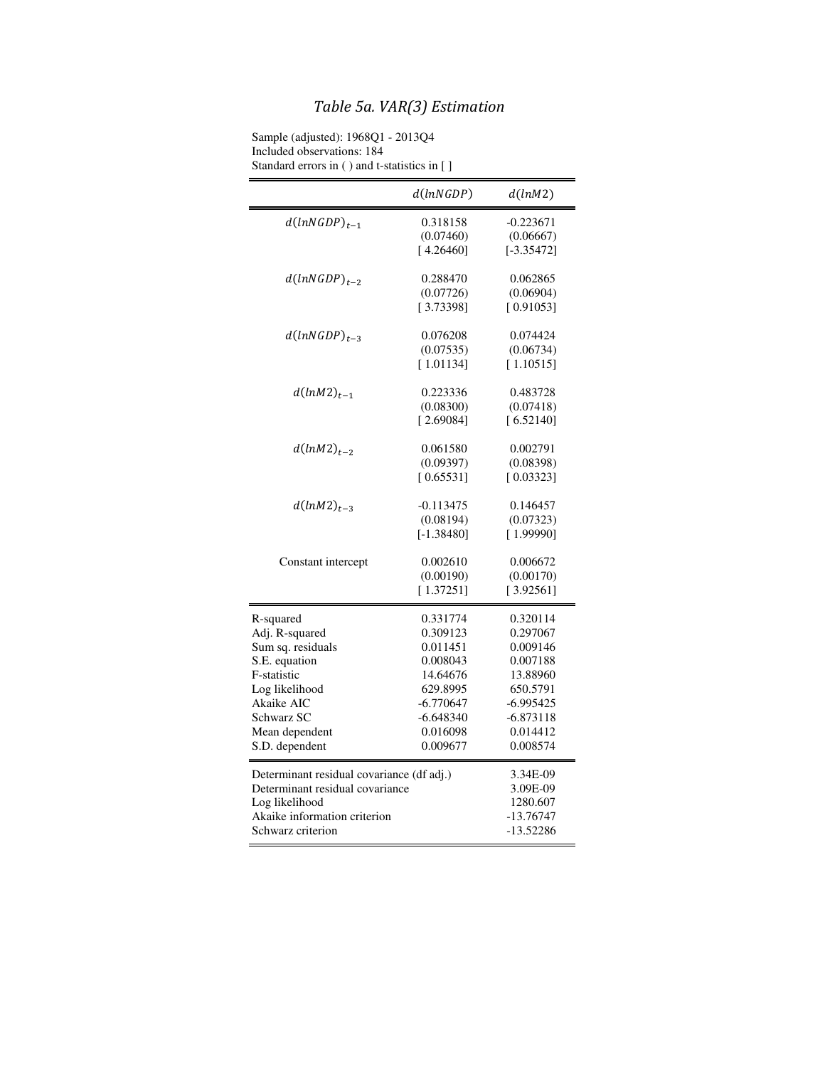# *Table 5a. VAR(3) Estimation*

Sample (adjusted): 1968Q1 - 2013Q4
Included observations: 184
Standard errors in ( ) and t-statistics in [ ]

| | $d(lnNGDP)$ | $d(lnM2)$ |
|---|---|---|
| $d(lnNGDP)_{t-1}$ | 0.318158 | -0.223671 |
| | (0.07460) | (0.06667) |
| | [ 4.26460] | [-3.35472] |
| $d(lnNGDP)_{t-2}$ | 0.288470 | 0.062865 |
| | (0.07726) | (0.06904) |
| | [ 3.73398] | [ 0.91053] |
| $d(lnNGDP)_{t-3}$ | 0.076208 | 0.074424 |
| | (0.07535) | (0.06734) |
| | [ 1.01134] | [ 1.10515] |
| $d(lnM2)_{t-1}$ | 0.223336 | 0.483728 |
| | (0.08300) | (0.07418) |
| | [ 2.69084] | [ 6.52140] |
| $d(lnM2)_{t-2}$ | 0.061580 | 0.002791 |
| | (0.09397) | (0.08398) |
| | [ 0.65531] | [ 0.03323] |
| $d(lnM2)_{t-3}$ | -0.113475 | 0.146457 |
| | (0.08194) | (0.07323) |
| | [-1.38480] | [ 1.99990] |
| Constant intercept | 0.002610 | 0.006672 |
| | (0.00190) | (0.00170) |
| | [ 1.37251] | [ 3.92561] |
| R-squared | 0.331774 | 0.320114 |
| Adj. R-squared | 0.309123 | 0.297067 |
| Sum sq. residuals | 0.011451 | 0.009146 |
| S.E. equation | 0.008043 | 0.007188 |
| F-statistic | 14.64676 | 13.88960 |
| Log likelihood | 629.8995 | 650.5791 |
| Akaike AIC | -6.770647 | -6.995425 |
| Schwarz SC | -6.648340 | -6.873118 |
| Mean dependent | 0.016098 | 0.014412 |
| S.D. dependent | 0.009677 | 0.008574 |

| | |
|---|---|
| Determinant residual covariance (df adj.) | 3.34E-09 |
| Determinant residual covariance | 3.09E-09 |
| Log likelihood | 1280.607 |
| Akaike information criterion | -13.76747 |
| Schwarz criterion | -13.52286 |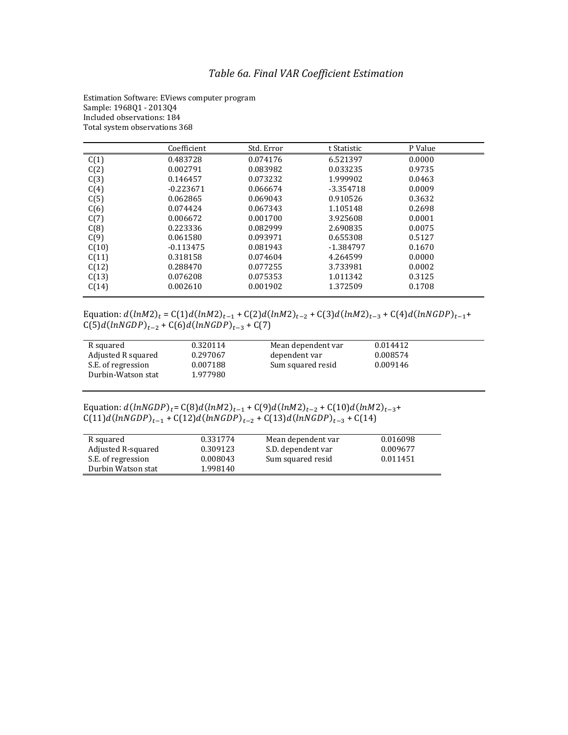## *Table 6a. Final VAR Coefficient Estimation*

Estimation Software: EViews computer program
Sample: 1968Q1 - 2013Q4
Included observations: 184
Total system observations 368

| | Coefficient | Std. Error | t Statistic | P Value |
|---|---|---|---|---|
| C(1) | 0.483728 | 0.074176 | 6.521397 | 0.0000 |
| C(2) | 0.002791 | 0.083982 | 0.033235 | 0.9735 |
| C(3) | 0.146457 | 0.073232 | 1.999902 | 0.0463 |
| C(4) | -0.223671 | 0.066674 | -3.354718 | 0.0009 |
| C(5) | 0.062865 | 0.069043 | 0.910526 | 0.3632 |
| C(6) | 0.074424 | 0.067343 | 1.105148 | 0.2698 |
| C(7) | 0.006672 | 0.001700 | 3.925608 | 0.0001 |
| C(8) | 0.223336 | 0.082999 | 2.690835 | 0.0075 |
| C(9) | 0.061580 | 0.093971 | 0.655308 | 0.5127 |
| C(10) | -0.113475 | 0.081943 | -1.384797 | 0.1670 |
| C(11) | 0.318158 | 0.074604 | 4.264599 | 0.0000 |
| C(12) | 0.288470 | 0.077255 | 3.733981 | 0.0002 |
| C(13) | 0.076208 | 0.075353 | 1.011342 | 0.3125 |
| C(14) | 0.002610 | 0.001902 | 1.372509 | 0.1708 |

Equation: $d(lnM2)_t$ = C(1)$d(lnM2)_{t-1}$ + C(2)$d(lnM2)_{t-2}$ + C(3)$d(lnM2)_{t-3}$ + C(4)$d(lnNGDP)_{t-1}$+ C(5)$d(lnNGDP)_{t-2}$ + C(6)$d(lnNGDP)_{t-3}$ + C(7)

| | | | |
|---|---|---|---|
| R squared | 0.320114 | Mean dependent var | 0.014412 |
| Adjusted R squared | 0.297067 | dependent var | 0.008574 |
| S.E. of regression | 0.007188 | Sum squared resid | 0.009146 |
| Durbin-Watson stat | 1.977980 | | |

Equation: $d(lnNGDP)_t$= C(8)$d(lnM2)_{t-1}$ + C(9)$d(lnM2)_{t-2}$ + C(10)$d(lnM2)_{t-3}$+ C(11)$d(lnNGDP)_{t-1}$ + C(12)$d(lnNGDP)_{t-2}$ + C(13)$d(lnNGDP)_{t-3}$ + C(14)

| | | | |
|---|---|---|---|
| R squared | 0.331774 | Mean dependent var | 0.016098 |
| Adjusted R-squared | 0.309123 | S.D. dependent var | 0.009677 |
| S.E. of regression | 0.008043 | Sum squared resid | 0.011451 |
| Durbin Watson stat | 1.998140 | | |